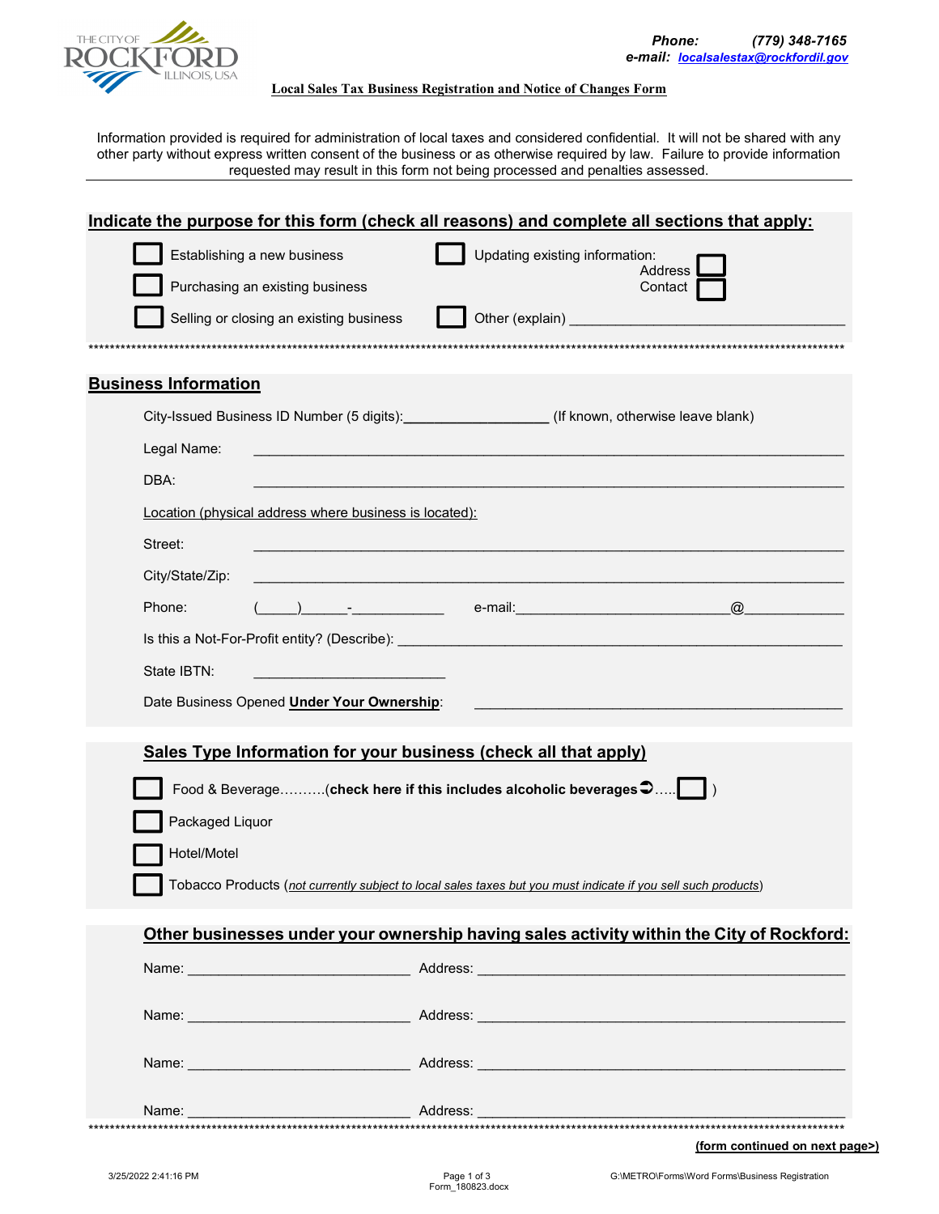THE CITY OF ROCKFORD ILLINOIS, USA

**Phone:** *(779) 348-7165*
**e-mail:** *localsalestax@rockfordil.gov*

## Local Sales Tax Business Registration and Notice of Changes Form

Information provided is required for administration of local taxes and considered confidential. It will not be shared with any other party without express written consent of the business or as otherwise required by law. Failure to provide information requested may result in this form not being processed and penalties assessed.

### Indicate the purpose for this form (check all reasons) and complete all sections that apply:

- ☐ Establishing a new business
- ☐ Purchasing an existing business
- ☐ Selling or closing an existing business
- ☐ Updating existing information: Address ☐ Contact ☐
- ☐ Other (explain) ____________________________________

************************************************************************************************************************

### Business Information

City-Issued Business ID Number (5 digits):__________________ (If known, otherwise leave blank)

Legal Name: ____________________________________________________________________________

DBA: ____________________________________________________________________________

Location (physical address where business is located):

Street: ____________________________________________________________________________

City/State/Zip: ____________________________________________________________________________

Phone: (_____)______-____________ e-mail:___________________________@____________

Is this a Not-For-Profit entity? (Describe): ___________________________________________________________

State IBTN: ________________________

Date Business Opened **Under Your Ownership**: _______________________________________________

### Sales Type Information for your business (check all that apply)

- ☐ Food & Beverage……….(**check here if this includes alcoholic beverages** ➲…..☐ )
- ☐ Packaged Liquor
- ☐ Hotel/Motel
- ☐ Tobacco Products (*not currently subject to local sales taxes but you must indicate if you sell such products*)

### Other businesses under your ownership having sales activity within the City of Rockford:

Name: ____________________________ Address: _______________________________________________

Name: ____________________________ Address: _______________________________________________

Name: ____________________________ Address: _______________________________________________

Name: ____________________________ Address: _______________________________________________

************************************************************************************************************************

**(form continued on next page>)**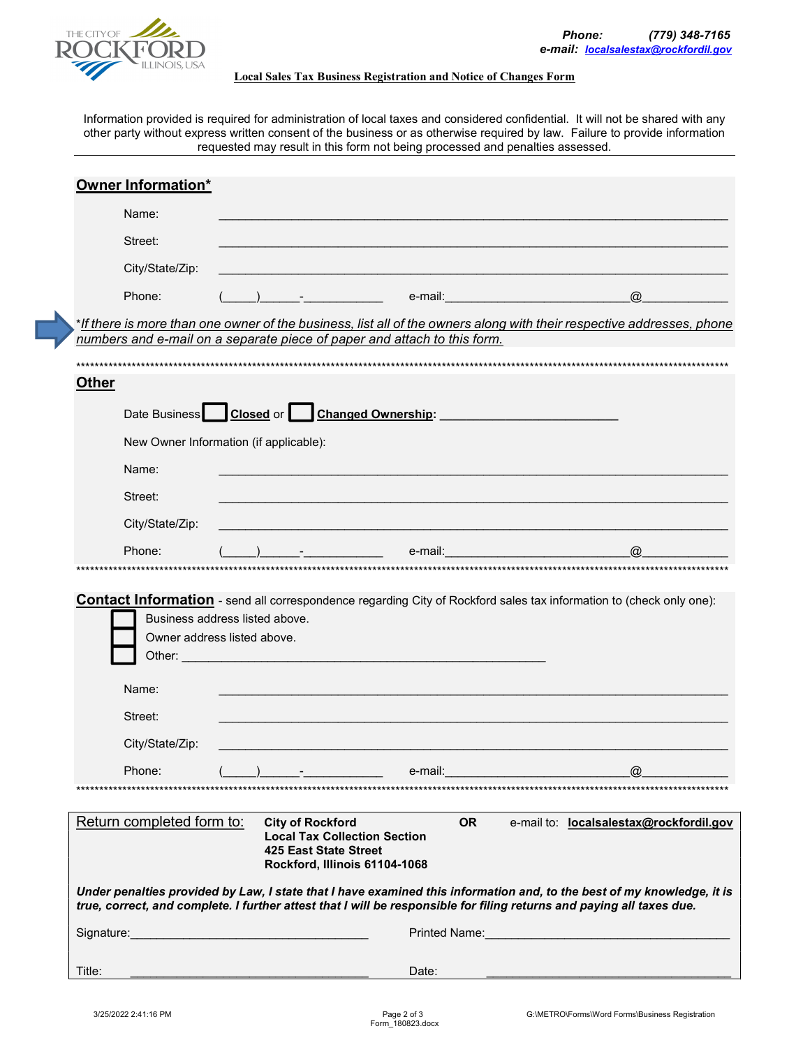Phone: (779) 348-7165
e-mail: localsalestax@rockfordil.gov

**Local Sales Tax Business Registration and Notice of Changes Form**

Information provided is required for administration of local taxes and considered confidential. It will not be shared with any other party without express written consent of the business or as otherwise required by law. Failure to provide information requested may result in this form not being processed and penalties assessed.

## Owner Information*

Name: ______________________________________________

Street: ______________________________________________

City/State/Zip: ______________________________________________

Phone: (____)_____-__________ e-mail:______________________@__________

**\****If there is more than one owner of the business, list all of the owners along with their respective addresses, phone numbers and e-mail on a separate piece of paper and attach to this form.*

## Other

Date Business ☐ **Closed** or ☐ **Changed Ownership:** ____________________

New Owner Information (if applicable):

Name: ______________________________________________

Street: ______________________________________________

City/State/Zip: ______________________________________________

Phone: (____)_____-__________ e-mail:______________________@__________

## Contact Information

- send all correspondence regarding City of Rockford sales tax information to (check only one):

☐ Business address listed above.
☐ Owner address listed above.
☐ Other: ______________________________________________

Name: ______________________________________________

Street: ______________________________________________

City/State/Zip: ______________________________________________

Phone: (____)_____-__________ e-mail:______________________@__________

Return completed form to:

**City of Rockford**
**Local Tax Collection Section**
**425 East State Street**
**Rockford, Illinois 61104-1068**

**OR** e-mail to: **localsalestax@rockfordil.gov**

***Under penalties provided by Law, I state that I have examined this information and, to the best of my knowledge, it is true, correct, and complete. I further attest that I will be responsible for filing returns and paying all taxes due.***

Signature:______________________________ Printed Name:______________________________

Title: ______________________________ Date: ______________________________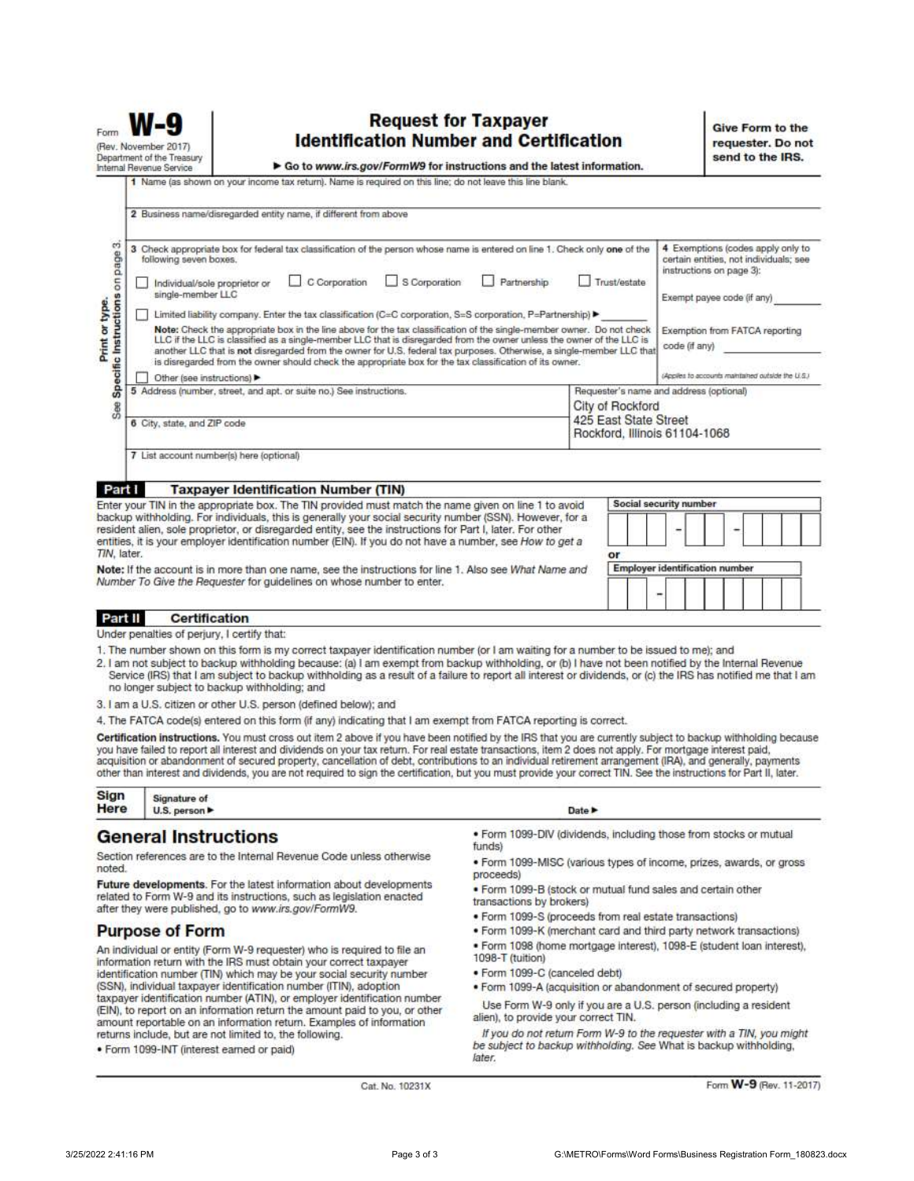Form **W-9**
(Rev. November 2017)
Department of the Treasury
Internal Revenue Service

# Request for Taxpayer Identification Number and Certification

▶ Go to *www.irs.gov/FormW9* for instructions and the latest information.

**Give Form to the requester. Do not send to the IRS.**

Print or type. See **Specific Instructions** on page 3.

1 Name (as shown on your income tax return). Name is required on this line; do not leave this line blank.

2 Business name/disregarded entity name, if different from above

3 Check appropriate box for federal tax classification of the person whose name is entered on line 1. Check only **one** of the following seven boxes.

☐ Individual/sole proprietor or single-member LLC ☐ C Corporation ☐ S Corporation ☐ Partnership ☐ Trust/estate

☐ Limited liability company. Enter the tax classification (C=C corporation, S=S corporation, P=Partnership) ▶ ________

**Note:** Check the appropriate box in the line above for the tax classification of the single-member owner. Do not check LLC if the LLC is classified as a single-member LLC that is disregarded from the owner unless the owner of the LLC is another LLC that is **not** disregarded from the owner for U.S. federal tax purposes. Otherwise, a single-member LLC that is disregarded from the owner should check the appropriate box for the tax classification of its owner.

☐ Other (see instructions) ▶

4 Exemptions (codes apply only to certain entities, not individuals; see instructions on page 3):

Exempt payee code (if any) ________

Exemption from FATCA reporting code (if any) ________

*(Applies to accounts maintained outside the U.S.)*

5 Address (number, street, and apt. or suite no.) See instructions.

Requester's name and address (optional)
City of Rockford
425 East State Street
Rockford, Illinois 61104-1068

6 City, state, and ZIP code

7 List account number(s) here (optional)

## Part I Taxpayer Identification Number (TIN)

Enter your TIN in the appropriate box. The TIN provided must match the name given on line 1 to avoid backup withholding. For individuals, this is generally your social security number (SSN). However, for a resident alien, sole proprietor, or disregarded entity, see the instructions for Part I, later. For other entities, it is your employer identification number (EIN). If you do not have a number, see *How to get a TIN,* later.

**Note:** If the account is in more than one name, see the instructions for line 1. Also see *What Name and Number To Give the Requester* for guidelines on whose number to enter.

**Social security number**
☐☐☐ – ☐☐ – ☐☐☐☐

**or**

**Employer identification number**
☐☐ – ☐☐☐☐☐☐☐

## Part II Certification

Under penalties of perjury, I certify that:

1. The number shown on this form is my correct taxpayer identification number (or I am waiting for a number to be issued to me); and
2. I am not subject to backup withholding because: (a) I am exempt from backup withholding, or (b) I have not been notified by the Internal Revenue Service (IRS) that I am subject to backup withholding as a result of a failure to report all interest or dividends, or (c) the IRS has notified me that I am no longer subject to backup withholding; and
3. I am a U.S. citizen or other U.S. person (defined below); and
4. The FATCA code(s) entered on this form (if any) indicating that I am exempt from FATCA reporting is correct.

**Certification instructions.** You must cross out item 2 above if you have been notified by the IRS that you are currently subject to backup withholding because you have failed to report all interest and dividends on your tax return. For real estate transactions, item 2 does not apply. For mortgage interest paid, acquisition or abandonment of secured property, cancellation of debt, contributions to an individual retirement arrangement (IRA), and generally, payments other than interest and dividends, you are not required to sign the certification, but you must provide your correct TIN. See the instructions for Part II, later.

**Sign Here** Signature of U.S. person ▶ Date ▶

## General Instructions

Section references are to the Internal Revenue Code unless otherwise noted.

**Future developments**. For the latest information about developments related to Form W-9 and its instructions, such as legislation enacted after they were published, go to *www.irs.gov/FormW9.*

## Purpose of Form

An individual or entity (Form W-9 requester) who is required to file an information return with the IRS must obtain your correct taxpayer identification number (TIN) which may be your social security number (SSN), individual taxpayer identification number (ITIN), adoption taxpayer identification number (ATIN), or employer identification number (EIN), to report on an information return the amount paid to you, or other amount reportable on an information return. Examples of information returns include, but are not limited to, the following.

- Form 1099-INT (interest earned or paid)
- Form 1099-DIV (dividends, including those from stocks or mutual funds)
- Form 1099-MISC (various types of income, prizes, awards, or gross proceeds)
- Form 1099-B (stock or mutual fund sales and certain other transactions by brokers)
- Form 1099-S (proceeds from real estate transactions)
- Form 1099-K (merchant card and third party network transactions)
- Form 1098 (home mortgage interest), 1098-E (student loan interest), 1098-T (tuition)
- Form 1099-C (canceled debt)
- Form 1099-A (acquisition or abandonment of secured property)

Use Form W-9 only if you are a U.S. person (including a resident alien), to provide your correct TIN.

*If you do not return Form W-9 to the requester with a TIN, you might be subject to backup withholding. See* What is backup withholding, *later.*

Cat. No. 10231X Form **W-9** (Rev. 11-2017)

3/25/2022 2:41:16 PM G:\METRO\Forms\Word Forms\Business Registration Form_180823.docx